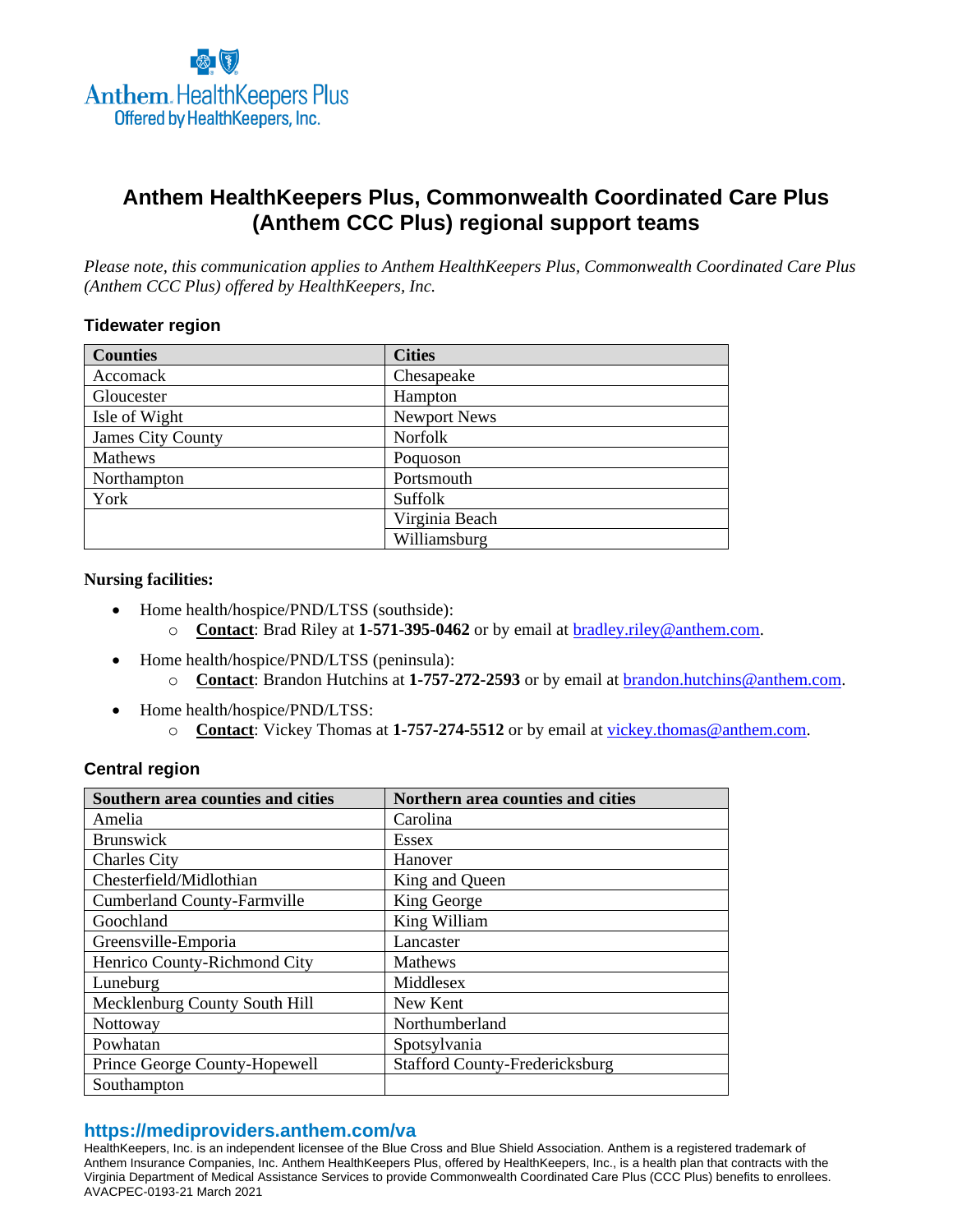Anthem HealthKeepers Plus
Offered by HealthKeepers, Inc.

# Anthem HealthKeepers Plus, Commonwealth Coordinated Care Plus (Anthem CCC Plus) regional support teams

*Please note, this communication applies to Anthem HealthKeepers Plus, Commonwealth Coordinated Care Plus (Anthem CCC Plus) offered by HealthKeepers, Inc.*

### Tidewater region

| Counties | Cities |
|---|---|
| Accomack | Chesapeake |
| Gloucester | Hampton |
| Isle of Wight | Newport News |
| James City County | Norfolk |
| Mathews | Poquoson |
| Northampton | Portsmouth |
| York | Suffolk |
| | Virginia Beach |
| | Williamsburg |

**Nursing facilities:**

- Home health/hospice/PND/LTSS (southside):
  - **Contact**: Brad Riley at **1-571-395-0462** or by email at bradley.riley@anthem.com.
- Home health/hospice/PND/LTSS (peninsula):
  - **Contact**: Brandon Hutchins at **1-757-272-2593** or by email at brandon.hutchins@anthem.com.
- Home health/hospice/PND/LTSS:
  - **Contact**: Vickey Thomas at **1-757-274-5512** or by email at vickey.thomas@anthem.com.

### Central region

| Southern area counties and cities | Northern area counties and cities |
|---|---|
| Amelia | Carolina |
| Brunswick | Essex |
| Charles City | Hanover |
| Chesterfield/Midlothian | King and Queen |
| Cumberland County-Farmville | King George |
| Goochland | King William |
| Greensville-Emporia | Lancaster |
| Henrico County-Richmond City | Mathews |
| Luneburg | Middlesex |
| Mecklenburg County South Hill | New Kent |
| Nottoway | Northumberland |
| Powhatan | Spotsylvania |
| Prince George County-Hopewell | Stafford County-Fredericksburg |
| Southampton | |

**https://mediproviders.anthem.com/va**

HealthKeepers, Inc. is an independent licensee of the Blue Cross and Blue Shield Association. Anthem is a registered trademark of Anthem Insurance Companies, Inc. Anthem HealthKeepers Plus, offered by HealthKeepers, Inc., is a health plan that contracts with the Virginia Department of Medical Assistance Services to provide Commonwealth Coordinated Care Plus (CCC Plus) benefits to enrollees.
AVACPEC-0193-21 March 2021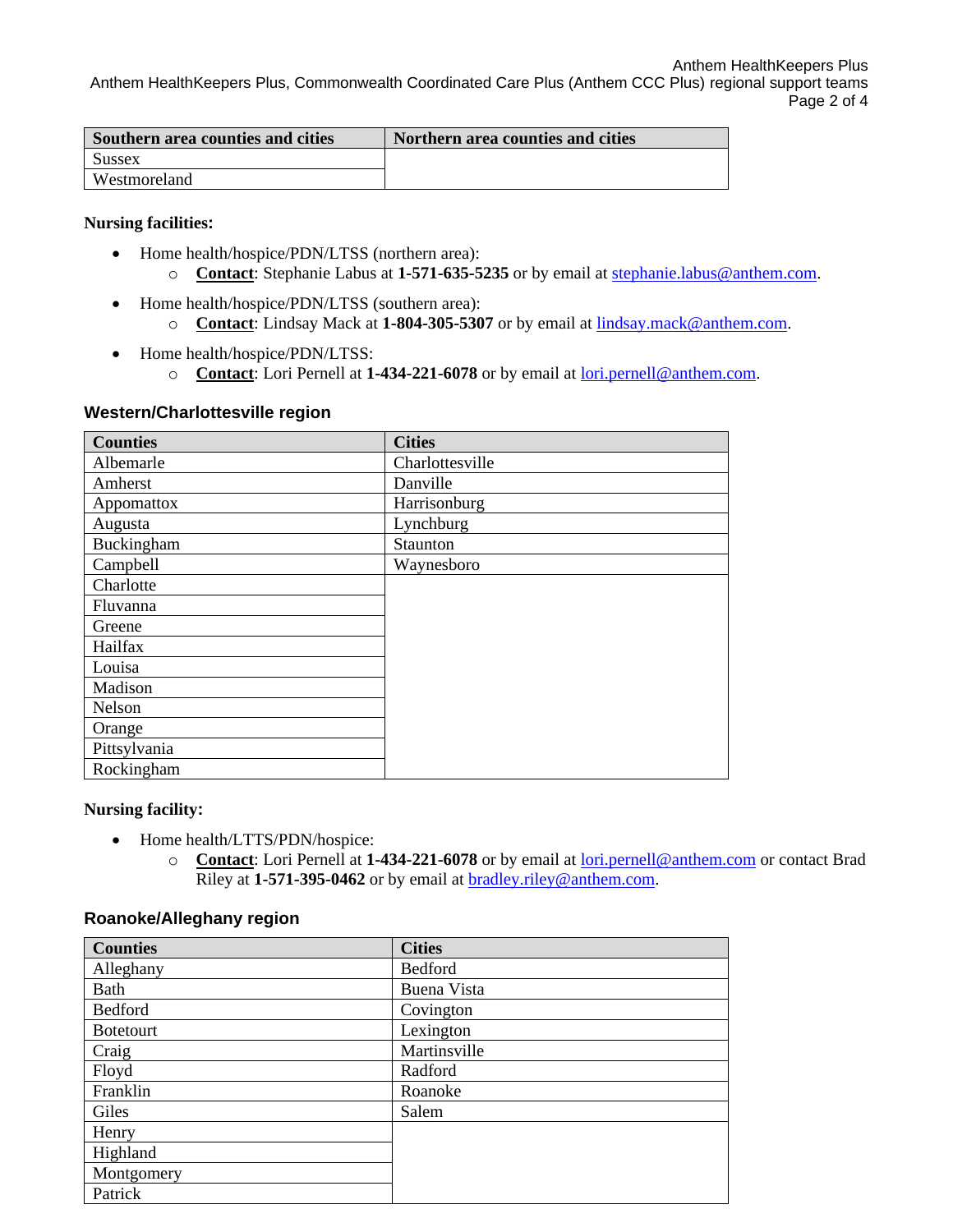| Southern area counties and cities | Northern area counties and cities |
|---|---|
| Sussex | |
| Westmoreland | |

**Nursing facilities:**

- Home health/hospice/PDN/LTSS (northern area):
    - **Contact**: Stephanie Labus at **1-571-635-5235** or by email at stephanie.labus@anthem.com.
- Home health/hospice/PDN/LTSS (southern area):
    - **Contact**: Lindsay Mack at **1-804-305-5307** or by email at lindsay.mack@anthem.com.
- Home health/hospice/PDN/LTSS:
    - **Contact**: Lori Pernell at **1-434-221-6078** or by email at lori.pernell@anthem.com.

## Western/Charlottesville region

| Counties | Cities |
|---|---|
| Albemarle | Charlottesville |
| Amherst | Danville |
| Appomattox | Harrisonburg |
| Augusta | Lynchburg |
| Buckingham | Staunton |
| Campbell | Waynesboro |
| Charlotte | |
| Fluvanna | |
| Greene | |
| Hailfax | |
| Louisa | |
| Madison | |
| Nelson | |
| Orange | |
| Pittsylvania | |
| Rockingham | |

**Nursing facility:**

- Home health/LTTS/PDN/hospice:
    - **Contact**: Lori Pernell at **1-434-221-6078** or by email at lori.pernell@anthem.com or contact Brad Riley at **1-571-395-0462** or by email at bradley.riley@anthem.com.

## Roanoke/Alleghany region

| Counties | Cities |
|---|---|
| Alleghany | Bedford |
| Bath | Buena Vista |
| Bedford | Covington |
| Botetourt | Lexington |
| Craig | Martinsville |
| Floyd | Radford |
| Franklin | Roanoke |
| Giles | Salem |
| Henry | |
| Highland | |
| Montgomery | |
| Patrick | |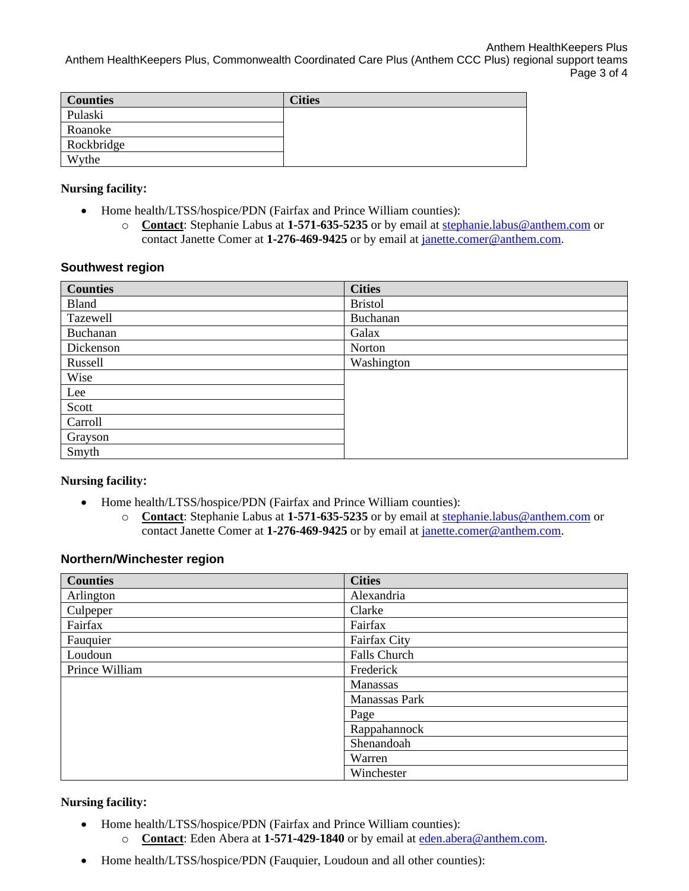| Counties | Cities |
| --- | --- |
| Pulaski | |
| Roanoke | |
| Rockbridge | |
| Wythe | |

**Nursing facility:**

- Home health/LTSS/hospice/PDN (Fairfax and Prince William counties):
  - **Contact**: Stephanie Labus at **1-571-635-5235** or by email at stephanie.labus@anthem.com or contact Janette Comer at **1-276-469-9425** or by email at janette.comer@anthem.com.

### Southwest region

| Counties | Cities |
| --- | --- |
| Bland | Bristol |
| Tazewell | Buchanan |
| Buchanan | Galax |
| Dickenson | Norton |
| Russell | Washington |
| Wise | |
| Lee | |
| Scott | |
| Carroll | |
| Grayson | |
| Smyth | |

**Nursing facility:**

- Home health/LTSS/hospice/PDN (Fairfax and Prince William counties):
  - **Contact**: Stephanie Labus at **1-571-635-5235** or by email at stephanie.labus@anthem.com or contact Janette Comer at **1-276-469-9425** or by email at janette.comer@anthem.com.

### Northern/Winchester region

| Counties | Cities |
| --- | --- |
| Arlington | Alexandria |
| Culpeper | Clarke |
| Fairfax | Fairfax |
| Fauquier | Fairfax City |
| Loudoun | Falls Church |
| Prince William | Frederick |
| | Manassas |
| | Manassas Park |
| | Page |
| | Rappahannock |
| | Shenandoah |
| | Warren |
| | Winchester |

**Nursing facility:**

- Home health/LTSS/hospice/PDN (Fairfax and Prince William counties):
  - **Contact**: Eden Abera at **1-571-429-1840** or by email at eden.abera@anthem.com.
- Home health/LTSS/hospice/PDN (Fauquier, Loudoun and all other counties):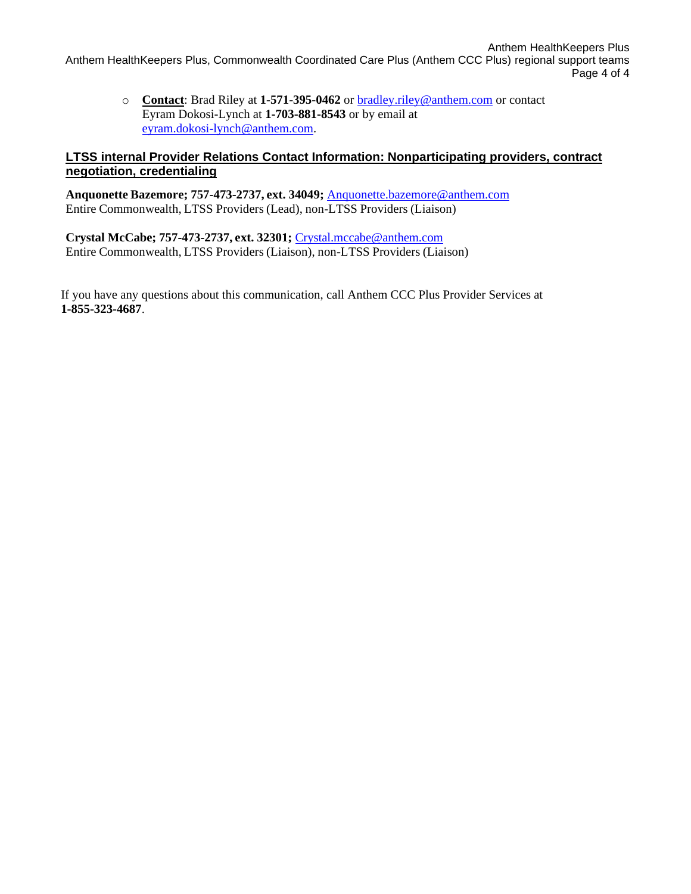- **Contact**: Brad Riley at **1-571-395-0462** or bradley.riley@anthem.com or contact Eyram Dokosi-Lynch at **1-703-881-8543** or by email at eyram.dokosi-lynch@anthem.com.

## LTSS internal Provider Relations Contact Information: Nonparticipating providers, contract negotiation, credentialing

**Anquonette Bazemore; 757-473-2737, ext. 34049;** Anquonette.bazemore@anthem.com
Entire Commonwealth, LTSS Providers (Lead), non-LTSS Providers (Liaison)

**Crystal McCabe; 757-473-2737, ext. 32301;** Crystal.mccabe@anthem.com
Entire Commonwealth, LTSS Providers (Liaison), non-LTSS Providers (Liaison)

If you have any questions about this communication, call Anthem CCC Plus Provider Services at **1-855-323-4687**.